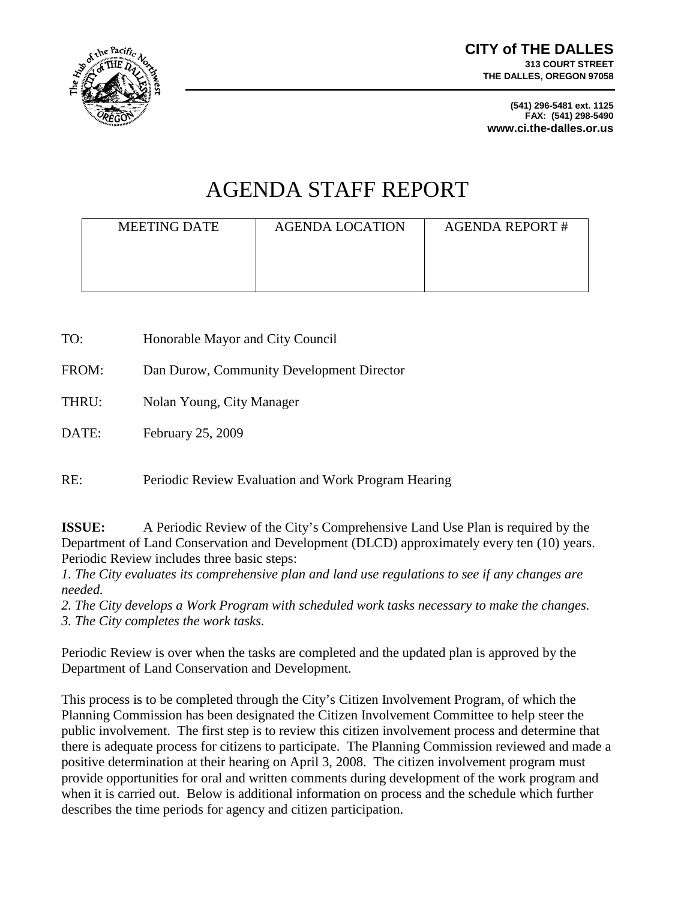**CITY of THE DALLES**
**313 COURT STREET**
**THE DALLES, OREGON 97058**

**(541) 296-5481 ext. 1125**
**FAX: (541) 298-5490**
**www.ci.the-dalles.or.us**

# AGENDA STAFF REPORT

| MEETING DATE | AGENDA LOCATION | AGENDA REPORT # |
| --- | --- | --- |
| | | |

TO: Honorable Mayor and City Council

FROM: Dan Durow, Community Development Director

THRU: Nolan Young, City Manager

DATE: February 25, 2009

RE: Periodic Review Evaluation and Work Program Hearing

**ISSUE:** A Periodic Review of the City's Comprehensive Land Use Plan is required by the Department of Land Conservation and Development (DLCD) approximately every ten (10) years. Periodic Review includes three basic steps:

*1. The City evaluates its comprehensive plan and land use regulations to see if any changes are needed.*

*2. The City develops a Work Program with scheduled work tasks necessary to make the changes.*

*3. The City completes the work tasks.*

Periodic Review is over when the tasks are completed and the updated plan is approved by the Department of Land Conservation and Development.

This process is to be completed through the City's Citizen Involvement Program, of which the Planning Commission has been designated the Citizen Involvement Committee to help steer the public involvement. The first step is to review this citizen involvement process and determine that there is adequate process for citizens to participate. The Planning Commission reviewed and made a positive determination at their hearing on April 3, 2008. The citizen involvement program must provide opportunities for oral and written comments during development of the work program and when it is carried out. Below is additional information on process and the schedule which further describes the time periods for agency and citizen participation.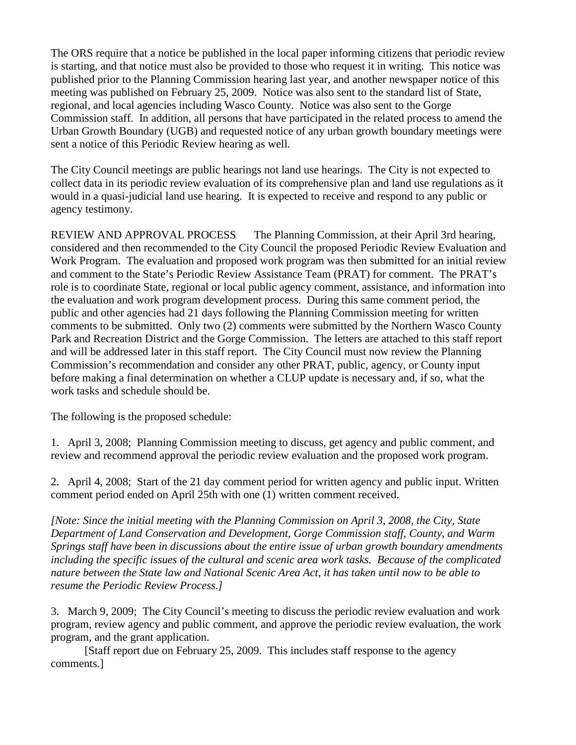The ORS require that a notice be published in the local paper informing citizens that periodic review is starting, and that notice must also be provided to those who request it in writing. This notice was published prior to the Planning Commission hearing last year, and another newspaper notice of this meeting was published on February 25, 2009. Notice was also sent to the standard list of State, regional, and local agencies including Wasco County. Notice was also sent to the Gorge Commission staff. In addition, all persons that have participated in the related process to amend the Urban Growth Boundary (UGB) and requested notice of any urban growth boundary meetings were sent a notice of this Periodic Review hearing as well.

The City Council meetings are public hearings not land use hearings. The City is not expected to collect data in its periodic review evaluation of its comprehensive plan and land use regulations as it would in a quasi-judicial land use hearing. It is expected to receive and respond to any public or agency testimony.

REVIEW AND APPROVAL PROCESS The Planning Commission, at their April 3rd hearing, considered and then recommended to the City Council the proposed Periodic Review Evaluation and Work Program. The evaluation and proposed work program was then submitted for an initial review and comment to the State's Periodic Review Assistance Team (PRAT) for comment. The PRAT's role is to coordinate State, regional or local public agency comment, assistance, and information into the evaluation and work program development process. During this same comment period, the public and other agencies had 21 days following the Planning Commission meeting for written comments to be submitted. Only two (2) comments were submitted by the Northern Wasco County Park and Recreation District and the Gorge Commission. The letters are attached to this staff report and will be addressed later in this staff report. The City Council must now review the Planning Commission's recommendation and consider any other PRAT, public, agency, or County input before making a final determination on whether a CLUP update is necessary and, if so, what the work tasks and schedule should be.

The following is the proposed schedule:

1. April 3, 2008; Planning Commission meeting to discuss, get agency and public comment, and review and recommend approval the periodic review evaluation and the proposed work program.

2. April 4, 2008; Start of the 21 day comment period for written agency and public input. Written comment period ended on April 25th with one (1) written comment received.

*[Note: Since the initial meeting with the Planning Commission on April 3, 2008, the City, State Department of Land Conservation and Development, Gorge Commission staff, County, and Warm Springs staff have been in discussions about the entire issue of urban growth boundary amendments including the specific issues of the cultural and scenic area work tasks. Because of the complicated nature between the State law and National Scenic Area Act, it has taken until now to be able to resume the Periodic Review Process.]*

3. March 9, 2009; The City Council's meeting to discuss the periodic review evaluation and work program, review agency and public comment, and approve the periodic review evaluation, the work program, and the grant application.

[Staff report due on February 25, 2009. This includes staff response to the agency comments.]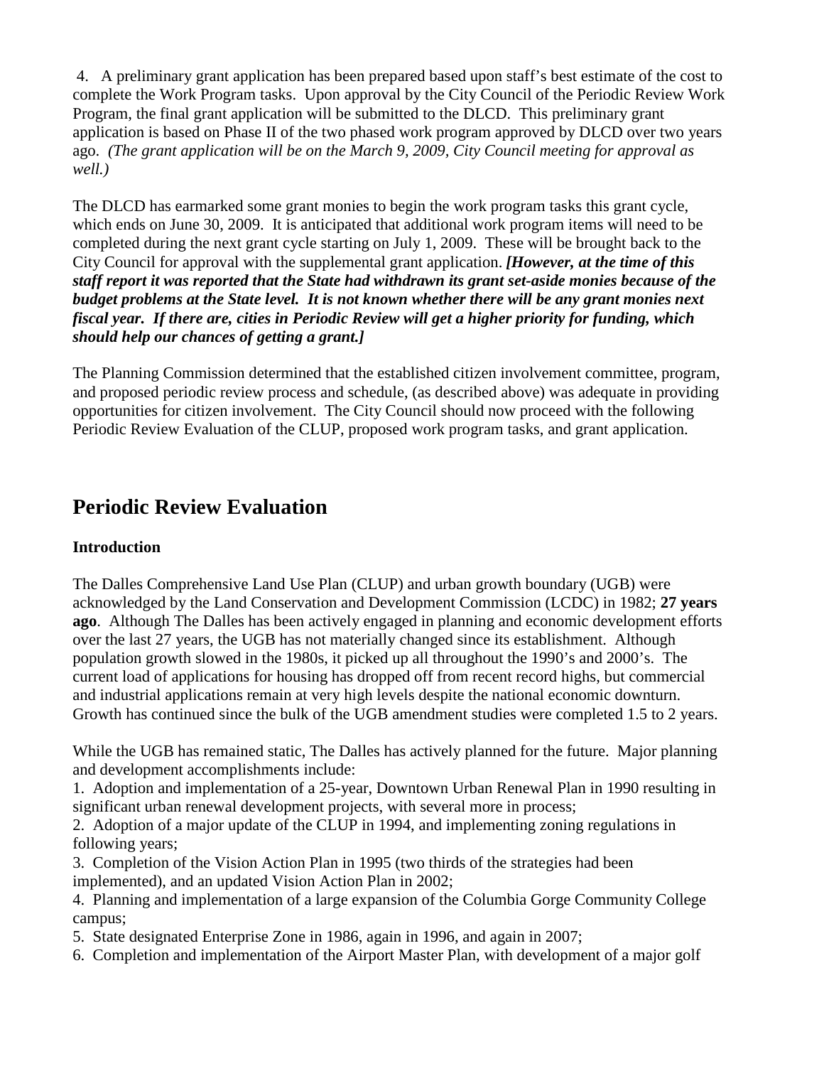4. A preliminary grant application has been prepared based upon staff's best estimate of the cost to complete the Work Program tasks. Upon approval by the City Council of the Periodic Review Work Program, the final grant application will be submitted to the DLCD. This preliminary grant application is based on Phase II of the two phased work program approved by DLCD over two years ago. *(The grant application will be on the March 9, 2009, City Council meeting for approval as well.)*

The DLCD has earmarked some grant monies to begin the work program tasks this grant cycle, which ends on June 30, 2009. It is anticipated that additional work program items will need to be completed during the next grant cycle starting on July 1, 2009. These will be brought back to the City Council for approval with the supplemental grant application. ***[However, at the time of this staff report it was reported that the State had withdrawn its grant set-aside monies because of the budget problems at the State level. It is not known whether there will be any grant monies next fiscal year. If there are, cities in Periodic Review will get a higher priority for funding, which should help our chances of getting a grant.]***

The Planning Commission determined that the established citizen involvement committee, program, and proposed periodic review process and schedule, (as described above) was adequate in providing opportunities for citizen involvement. The City Council should now proceed with the following Periodic Review Evaluation of the CLUP, proposed work program tasks, and grant application.

## Periodic Review Evaluation

### Introduction

The Dalles Comprehensive Land Use Plan (CLUP) and urban growth boundary (UGB) were acknowledged by the Land Conservation and Development Commission (LCDC) in 1982; **27 years ago**. Although The Dalles has been actively engaged in planning and economic development efforts over the last 27 years, the UGB has not materially changed since its establishment. Although population growth slowed in the 1980s, it picked up all throughout the 1990's and 2000's. The current load of applications for housing has dropped off from recent record highs, but commercial and industrial applications remain at very high levels despite the national economic downturn. Growth has continued since the bulk of the UGB amendment studies were completed 1.5 to 2 years.

While the UGB has remained static, The Dalles has actively planned for the future. Major planning and development accomplishments include:

1. Adoption and implementation of a 25-year, Downtown Urban Renewal Plan in 1990 resulting in significant urban renewal development projects, with several more in process;
2. Adoption of a major update of the CLUP in 1994, and implementing zoning regulations in following years;
3. Completion of the Vision Action Plan in 1995 (two thirds of the strategies had been implemented), and an updated Vision Action Plan in 2002;
4. Planning and implementation of a large expansion of the Columbia Gorge Community College campus;
5. State designated Enterprise Zone in 1986, again in 1996, and again in 2007;
6. Completion and implementation of the Airport Master Plan, with development of a major golf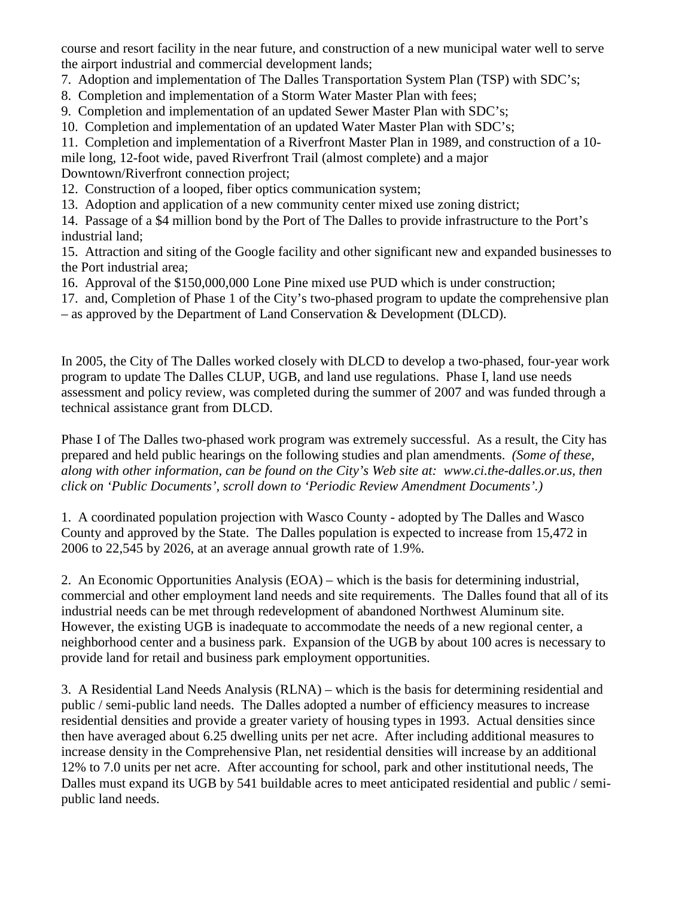course and resort facility in the near future, and construction of a new municipal water well to serve the airport industrial and commercial development lands;

7. Adoption and implementation of The Dalles Transportation System Plan (TSP) with SDC's;
8. Completion and implementation of a Storm Water Master Plan with fees;
9. Completion and implementation of an updated Sewer Master Plan with SDC's;
10. Completion and implementation of an updated Water Master Plan with SDC's;
11. Completion and implementation of a Riverfront Master Plan in 1989, and construction of a 10-mile long, 12-foot wide, paved Riverfront Trail (almost complete) and a major Downtown/Riverfront connection project;
12. Construction of a looped, fiber optics communication system;
13. Adoption and application of a new community center mixed use zoning district;
14. Passage of a $4 million bond by the Port of The Dalles to provide infrastructure to the Port's industrial land;
15. Attraction and siting of the Google facility and other significant new and expanded businesses to the Port industrial area;
16. Approval of the $150,000,000 Lone Pine mixed use PUD which is under construction;
17. and, Completion of Phase 1 of the City's two-phased program to update the comprehensive plan – as approved by the Department of Land Conservation & Development (DLCD).

In 2005, the City of The Dalles worked closely with DLCD to develop a two-phased, four-year work program to update The Dalles CLUP, UGB, and land use regulations. Phase I, land use needs assessment and policy review, was completed during the summer of 2007 and was funded through a technical assistance grant from DLCD.

Phase I of The Dalles two-phased work program was extremely successful. As a result, the City has prepared and held public hearings on the following studies and plan amendments. *(Some of these, along with other information, can be found on the City's Web site at: www.ci.the-dalles.or.us, then click on 'Public Documents', scroll down to 'Periodic Review Amendment Documents'.)*

1. A coordinated population projection with Wasco County - adopted by The Dalles and Wasco County and approved by the State. The Dalles population is expected to increase from 15,472 in 2006 to 22,545 by 2026, at an average annual growth rate of 1.9%.

2. An Economic Opportunities Analysis (EOA) – which is the basis for determining industrial, commercial and other employment land needs and site requirements. The Dalles found that all of its industrial needs can be met through redevelopment of abandoned Northwest Aluminum site. However, the existing UGB is inadequate to accommodate the needs of a new regional center, a neighborhood center and a business park. Expansion of the UGB by about 100 acres is necessary to provide land for retail and business park employment opportunities.

3. A Residential Land Needs Analysis (RLNA) – which is the basis for determining residential and public / semi-public land needs. The Dalles adopted a number of efficiency measures to increase residential densities and provide a greater variety of housing types in 1993. Actual densities since then have averaged about 6.25 dwelling units per net acre. After including additional measures to increase density in the Comprehensive Plan, net residential densities will increase by an additional 12% to 7.0 units per net acre. After accounting for school, park and other institutional needs, The Dalles must expand its UGB by 541 buildable acres to meet anticipated residential and public / semi-public land needs.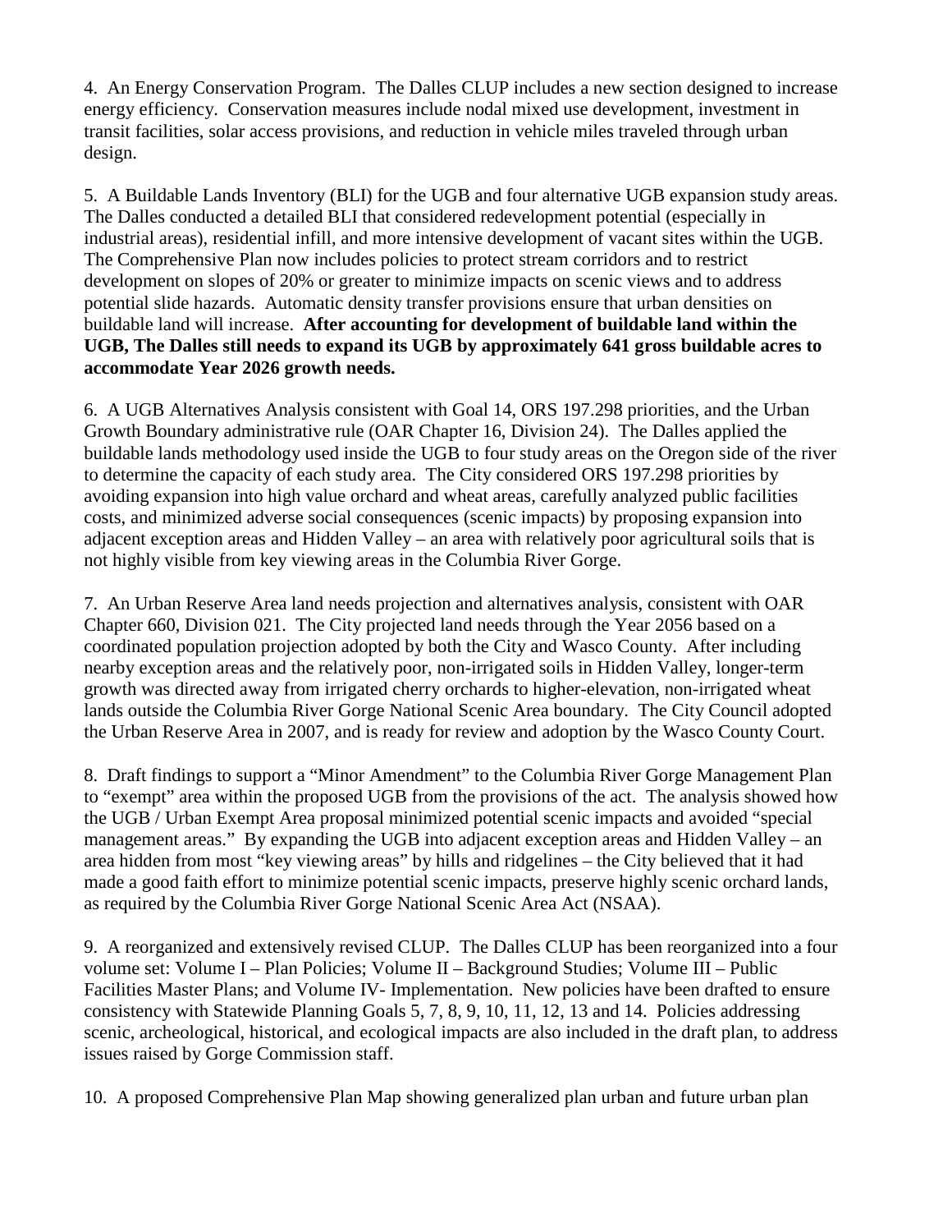4. An Energy Conservation Program. The Dalles CLUP includes a new section designed to increase energy efficiency. Conservation measures include nodal mixed use development, investment in transit facilities, solar access provisions, and reduction in vehicle miles traveled through urban design.

5. A Buildable Lands Inventory (BLI) for the UGB and four alternative UGB expansion study areas. The Dalles conducted a detailed BLI that considered redevelopment potential (especially in industrial areas), residential infill, and more intensive development of vacant sites within the UGB. The Comprehensive Plan now includes policies to protect stream corridors and to restrict development on slopes of 20% or greater to minimize impacts on scenic views and to address potential slide hazards. Automatic density transfer provisions ensure that urban densities on buildable land will increase. **After accounting for development of buildable land within the UGB, The Dalles still needs to expand its UGB by approximately 641 gross buildable acres to accommodate Year 2026 growth needs.**

6. A UGB Alternatives Analysis consistent with Goal 14, ORS 197.298 priorities, and the Urban Growth Boundary administrative rule (OAR Chapter 16, Division 24). The Dalles applied the buildable lands methodology used inside the UGB to four study areas on the Oregon side of the river to determine the capacity of each study area. The City considered ORS 197.298 priorities by avoiding expansion into high value orchard and wheat areas, carefully analyzed public facilities costs, and minimized adverse social consequences (scenic impacts) by proposing expansion into adjacent exception areas and Hidden Valley – an area with relatively poor agricultural soils that is not highly visible from key viewing areas in the Columbia River Gorge.

7. An Urban Reserve Area land needs projection and alternatives analysis, consistent with OAR Chapter 660, Division 021. The City projected land needs through the Year 2056 based on a coordinated population projection adopted by both the City and Wasco County. After including nearby exception areas and the relatively poor, non-irrigated soils in Hidden Valley, longer-term growth was directed away from irrigated cherry orchards to higher-elevation, non-irrigated wheat lands outside the Columbia River Gorge National Scenic Area boundary. The City Council adopted the Urban Reserve Area in 2007, and is ready for review and adoption by the Wasco County Court.

8. Draft findings to support a "Minor Amendment" to the Columbia River Gorge Management Plan to "exempt" area within the proposed UGB from the provisions of the act. The analysis showed how the UGB / Urban Exempt Area proposal minimized potential scenic impacts and avoided "special management areas." By expanding the UGB into adjacent exception areas and Hidden Valley – an area hidden from most "key viewing areas" by hills and ridgelines – the City believed that it had made a good faith effort to minimize potential scenic impacts, preserve highly scenic orchard lands, as required by the Columbia River Gorge National Scenic Area Act (NSAA).

9. A reorganized and extensively revised CLUP. The Dalles CLUP has been reorganized into a four volume set: Volume I – Plan Policies; Volume II – Background Studies; Volume III – Public Facilities Master Plans; and Volume IV- Implementation. New policies have been drafted to ensure consistency with Statewide Planning Goals 5, 7, 8, 9, 10, 11, 12, 13 and 14. Policies addressing scenic, archeological, historical, and ecological impacts are also included in the draft plan, to address issues raised by Gorge Commission staff.

10. A proposed Comprehensive Plan Map showing generalized plan urban and future urban plan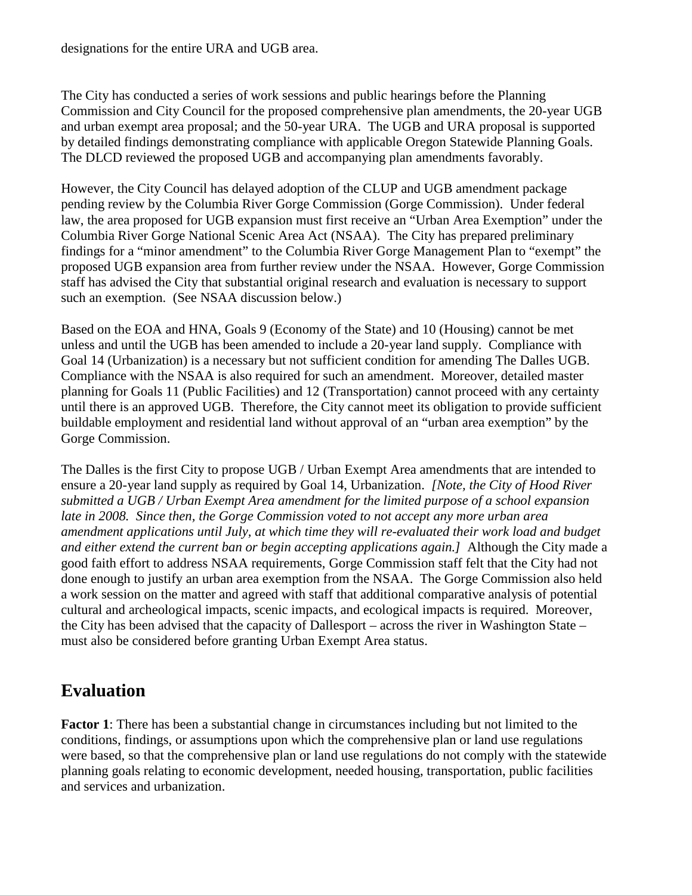designations for the entire URA and UGB area.

The City has conducted a series of work sessions and public hearings before the Planning Commission and City Council for the proposed comprehensive plan amendments, the 20-year UGB and urban exempt area proposal; and the 50-year URA. The UGB and URA proposal is supported by detailed findings demonstrating compliance with applicable Oregon Statewide Planning Goals. The DLCD reviewed the proposed UGB and accompanying plan amendments favorably.

However, the City Council has delayed adoption of the CLUP and UGB amendment package pending review by the Columbia River Gorge Commission (Gorge Commission). Under federal law, the area proposed for UGB expansion must first receive an "Urban Area Exemption" under the Columbia River Gorge National Scenic Area Act (NSAA). The City has prepared preliminary findings for a "minor amendment" to the Columbia River Gorge Management Plan to "exempt" the proposed UGB expansion area from further review under the NSAA. However, Gorge Commission staff has advised the City that substantial original research and evaluation is necessary to support such an exemption. (See NSAA discussion below.)

Based on the EOA and HNA, Goals 9 (Economy of the State) and 10 (Housing) cannot be met unless and until the UGB has been amended to include a 20-year land supply. Compliance with Goal 14 (Urbanization) is a necessary but not sufficient condition for amending The Dalles UGB. Compliance with the NSAA is also required for such an amendment. Moreover, detailed master planning for Goals 11 (Public Facilities) and 12 (Transportation) cannot proceed with any certainty until there is an approved UGB. Therefore, the City cannot meet its obligation to provide sufficient buildable employment and residential land without approval of an "urban area exemption" by the Gorge Commission.

The Dalles is the first City to propose UGB / Urban Exempt Area amendments that are intended to ensure a 20-year land supply as required by Goal 14, Urbanization. *[Note, the City of Hood River submitted a UGB / Urban Exempt Area amendment for the limited purpose of a school expansion late in 2008. Since then, the Gorge Commission voted to not accept any more urban area amendment applications until July, at which time they will re-evaluated their work load and budget and either extend the current ban or begin accepting applications again.]* Although the City made a good faith effort to address NSAA requirements, Gorge Commission staff felt that the City had not done enough to justify an urban area exemption from the NSAA. The Gorge Commission also held a work session on the matter and agreed with staff that additional comparative analysis of potential cultural and archeological impacts, scenic impacts, and ecological impacts is required. Moreover, the City has been advised that the capacity of Dallesport – across the river in Washington State – must also be considered before granting Urban Exempt Area status.

## Evaluation

**Factor 1**: There has been a substantial change in circumstances including but not limited to the conditions, findings, or assumptions upon which the comprehensive plan or land use regulations were based, so that the comprehensive plan or land use regulations do not comply with the statewide planning goals relating to economic development, needed housing, transportation, public facilities and services and urbanization.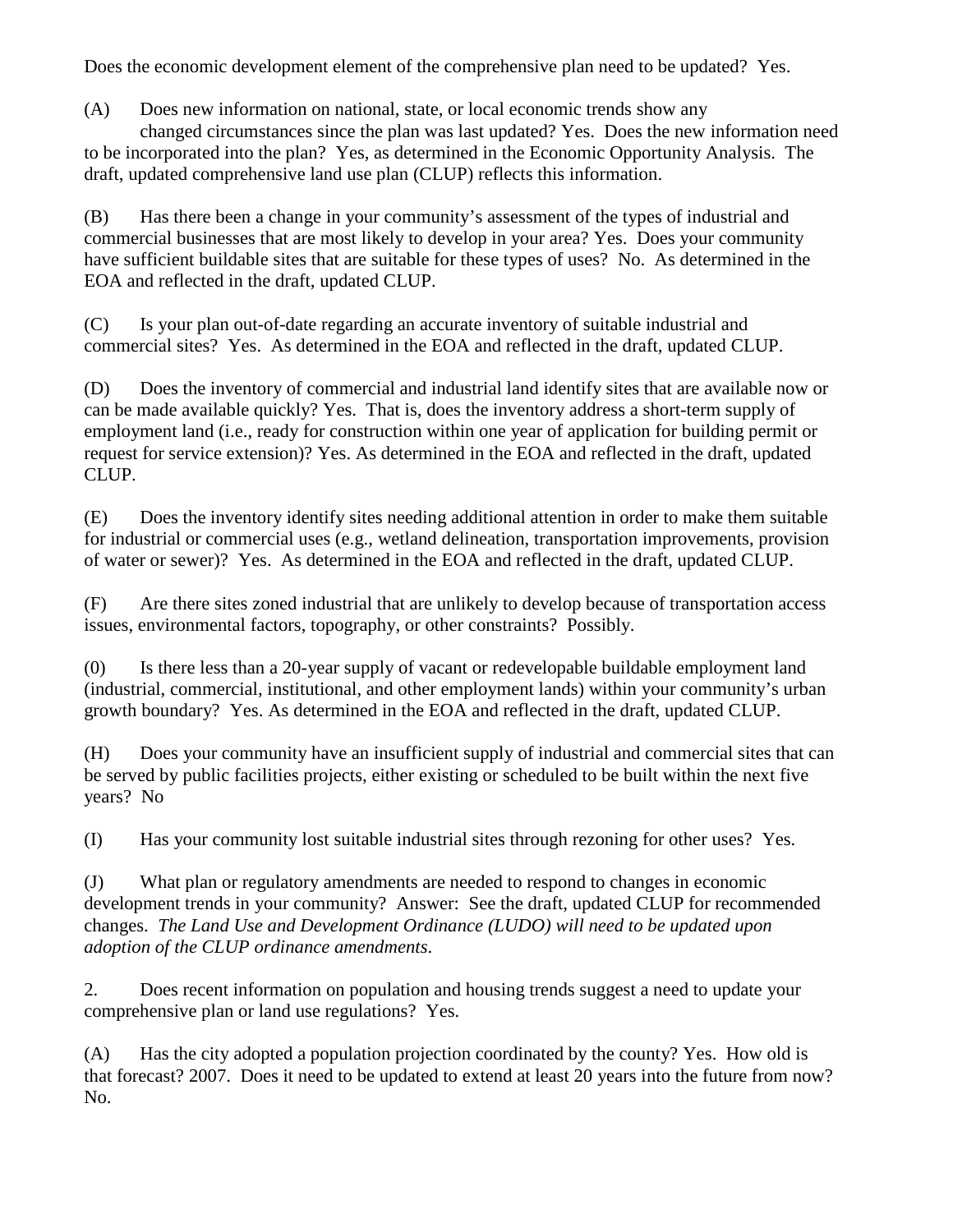Does the economic development element of the comprehensive plan need to be updated? Yes.

(A) Does new information on national, state, or local economic trends show any changed circumstances since the plan was last updated? Yes. Does the new information need to be incorporated into the plan? Yes, as determined in the Economic Opportunity Analysis. The draft, updated comprehensive land use plan (CLUP) reflects this information.

(B) Has there been a change in your community's assessment of the types of industrial and commercial businesses that are most likely to develop in your area? Yes. Does your community have sufficient buildable sites that are suitable for these types of uses? No. As determined in the EOA and reflected in the draft, updated CLUP.

(C) Is your plan out-of-date regarding an accurate inventory of suitable industrial and commercial sites? Yes. As determined in the EOA and reflected in the draft, updated CLUP.

(D) Does the inventory of commercial and industrial land identify sites that are available now or can be made available quickly? Yes. That is, does the inventory address a short-term supply of employment land (i.e., ready for construction within one year of application for building permit or request for service extension)? Yes. As determined in the EOA and reflected in the draft, updated CLUP.

(E) Does the inventory identify sites needing additional attention in order to make them suitable for industrial or commercial uses (e.g., wetland delineation, transportation improvements, provision of water or sewer)? Yes. As determined in the EOA and reflected in the draft, updated CLUP.

(F) Are there sites zoned industrial that are unlikely to develop because of transportation access issues, environmental factors, topography, or other constraints? Possibly.

(0) Is there less than a 20-year supply of vacant or redevelopable buildable employment land (industrial, commercial, institutional, and other employment lands) within your community's urban growth boundary? Yes. As determined in the EOA and reflected in the draft, updated CLUP.

(H) Does your community have an insufficient supply of industrial and commercial sites that can be served by public facilities projects, either existing or scheduled to be built within the next five years? No

(I) Has your community lost suitable industrial sites through rezoning for other uses? Yes.

(J) What plan or regulatory amendments are needed to respond to changes in economic development trends in your community? Answer: See the draft, updated CLUP for recommended changes. *The Land Use and Development Ordinance (LUDO) will need to be updated upon adoption of the CLUP ordinance amendments.*

2. Does recent information on population and housing trends suggest a need to update your comprehensive plan or land use regulations? Yes.

(A) Has the city adopted a population projection coordinated by the county? Yes. How old is that forecast? 2007. Does it need to be updated to extend at least 20 years into the future from now? No.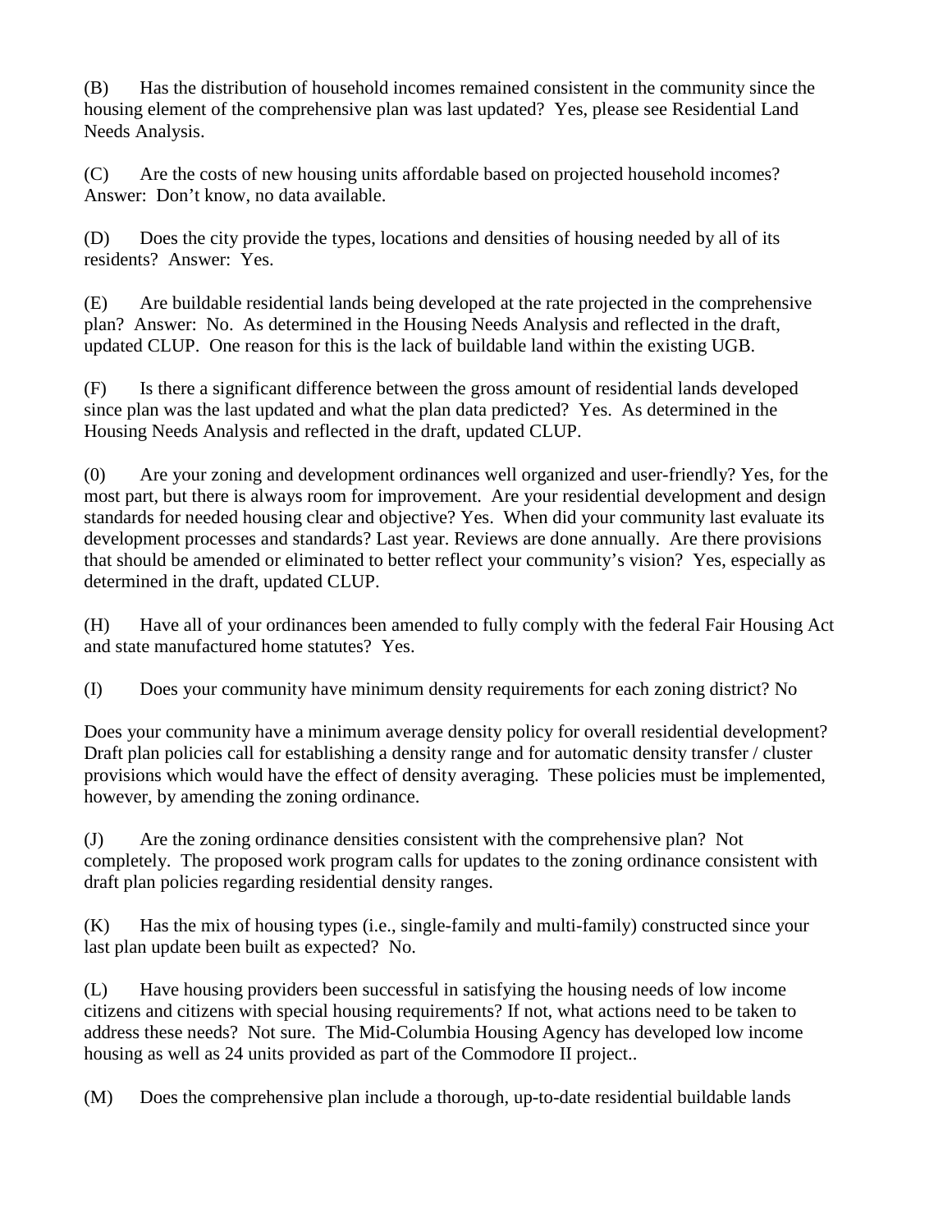(B) Has the distribution of household incomes remained consistent in the community since the housing element of the comprehensive plan was last updated? Yes, please see Residential Land Needs Analysis.

(C) Are the costs of new housing units affordable based on projected household incomes? Answer: Don't know, no data available.

(D) Does the city provide the types, locations and densities of housing needed by all of its residents? Answer: Yes.

(E) Are buildable residential lands being developed at the rate projected in the comprehensive plan? Answer: No. As determined in the Housing Needs Analysis and reflected in the draft, updated CLUP. One reason for this is the lack of buildable land within the existing UGB.

(F) Is there a significant difference between the gross amount of residential lands developed since plan was the last updated and what the plan data predicted? Yes. As determined in the Housing Needs Analysis and reflected in the draft, updated CLUP.

(0) Are your zoning and development ordinances well organized and user-friendly? Yes, for the most part, but there is always room for improvement. Are your residential development and design standards for needed housing clear and objective? Yes. When did your community last evaluate its development processes and standards? Last year. Reviews are done annually. Are there provisions that should be amended or eliminated to better reflect your community's vision? Yes, especially as determined in the draft, updated CLUP.

(H) Have all of your ordinances been amended to fully comply with the federal Fair Housing Act and state manufactured home statutes? Yes.

(I) Does your community have minimum density requirements for each zoning district? No

Does your community have a minimum average density policy for overall residential development? Draft plan policies call for establishing a density range and for automatic density transfer / cluster provisions which would have the effect of density averaging. These policies must be implemented, however, by amending the zoning ordinance.

(J) Are the zoning ordinance densities consistent with the comprehensive plan? Not completely. The proposed work program calls for updates to the zoning ordinance consistent with draft plan policies regarding residential density ranges.

(K) Has the mix of housing types (i.e., single-family and multi-family) constructed since your last plan update been built as expected? No.

(L) Have housing providers been successful in satisfying the housing needs of low income citizens and citizens with special housing requirements? If not, what actions need to be taken to address these needs? Not sure. The Mid-Columbia Housing Agency has developed low income housing as well as 24 units provided as part of the Commodore II project..

(M) Does the comprehensive plan include a thorough, up-to-date residential buildable lands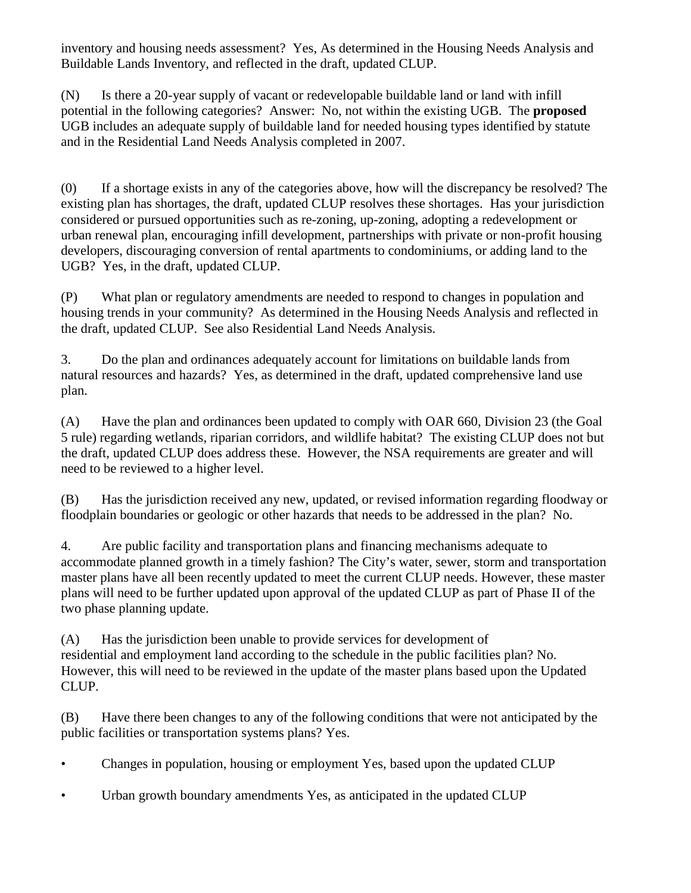inventory and housing needs assessment? Yes, As determined in the Housing Needs Analysis and Buildable Lands Inventory, and reflected in the draft, updated CLUP.

(N) Is there a 20-year supply of vacant or redevelopable buildable land or land with infill potential in the following categories? Answer: No, not within the existing UGB. The **proposed** UGB includes an adequate supply of buildable land for needed housing types identified by statute and in the Residential Land Needs Analysis completed in 2007.

(0) If a shortage exists in any of the categories above, how will the discrepancy be resolved? The existing plan has shortages, the draft, updated CLUP resolves these shortages. Has your jurisdiction considered or pursued opportunities such as re-zoning, up-zoning, adopting a redevelopment or urban renewal plan, encouraging infill development, partnerships with private or non-profit housing developers, discouraging conversion of rental apartments to condominiums, or adding land to the UGB? Yes, in the draft, updated CLUP.

(P) What plan or regulatory amendments are needed to respond to changes in population and housing trends in your community? As determined in the Housing Needs Analysis and reflected in the draft, updated CLUP. See also Residential Land Needs Analysis.

3. Do the plan and ordinances adequately account for limitations on buildable lands from natural resources and hazards? Yes, as determined in the draft, updated comprehensive land use plan.

(A) Have the plan and ordinances been updated to comply with OAR 660, Division 23 (the Goal 5 rule) regarding wetlands, riparian corridors, and wildlife habitat? The existing CLUP does not but the draft, updated CLUP does address these. However, the NSA requirements are greater and will need to be reviewed to a higher level.

(B) Has the jurisdiction received any new, updated, or revised information regarding floodway or floodplain boundaries or geologic or other hazards that needs to be addressed in the plan? No.

4. Are public facility and transportation plans and financing mechanisms adequate to accommodate planned growth in a timely fashion? The City's water, sewer, storm and transportation master plans have all been recently updated to meet the current CLUP needs. However, these master plans will need to be further updated upon approval of the updated CLUP as part of Phase II of the two phase planning update.

(A) Has the jurisdiction been unable to provide services for development of residential and employment land according to the schedule in the public facilities plan? No. However, this will need to be reviewed in the update of the master plans based upon the Updated CLUP.

(B) Have there been changes to any of the following conditions that were not anticipated by the public facilities or transportation systems plans? Yes.

- Changes in population, housing or employment Yes, based upon the updated CLUP
- Urban growth boundary amendments Yes, as anticipated in the updated CLUP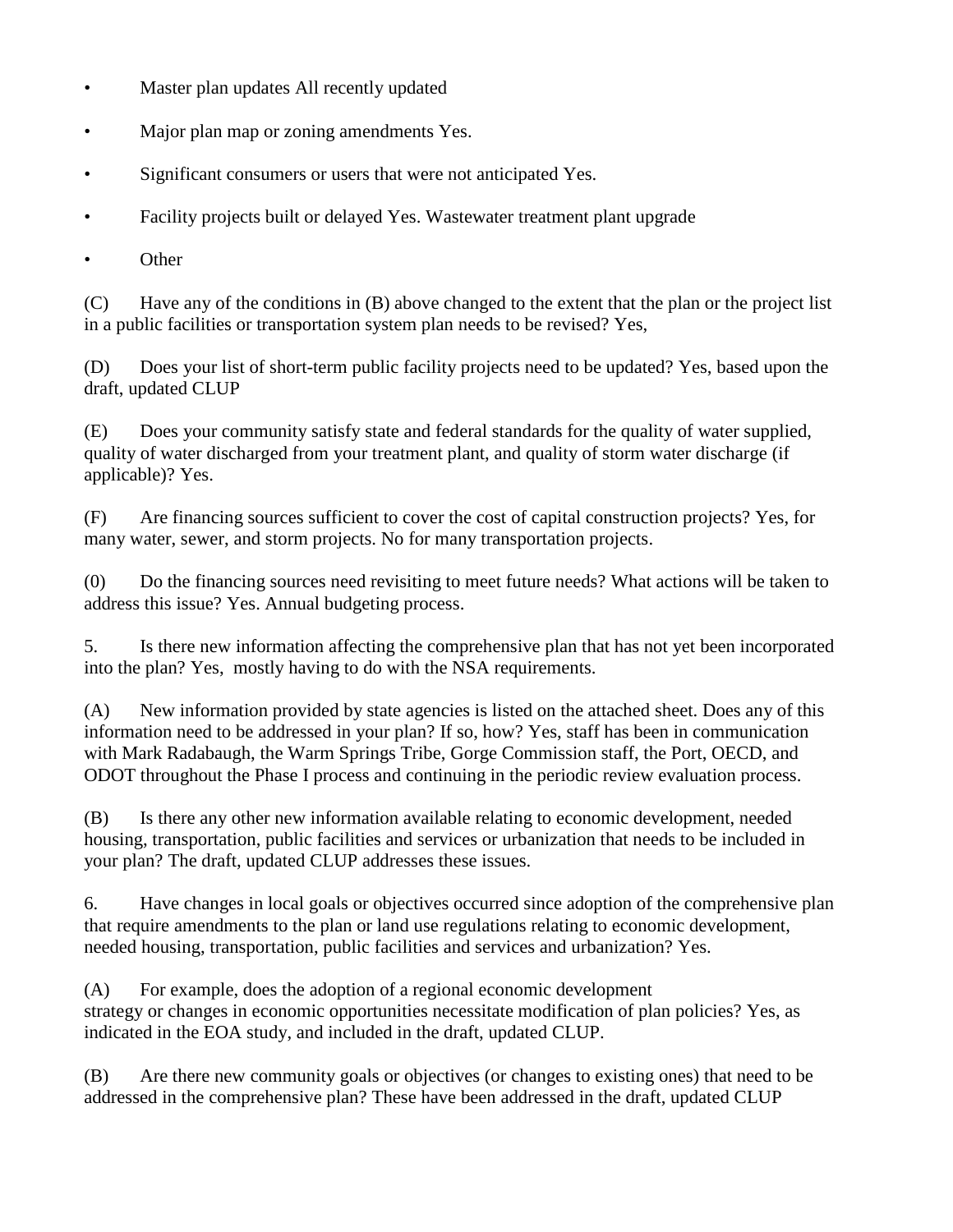- Master plan updates All recently updated
- Major plan map or zoning amendments Yes.
- Significant consumers or users that were not anticipated Yes.
- Facility projects built or delayed Yes. Wastewater treatment plant upgrade
- Other

(C) Have any of the conditions in (B) above changed to the extent that the plan or the project list in a public facilities or transportation system plan needs to be revised? Yes,

(D) Does your list of short-term public facility projects need to be updated? Yes, based upon the draft, updated CLUP

(E) Does your community satisfy state and federal standards for the quality of water supplied, quality of water discharged from your treatment plant, and quality of storm water discharge (if applicable)? Yes.

(F) Are financing sources sufficient to cover the cost of capital construction projects? Yes, for many water, sewer, and storm projects. No for many transportation projects.

(0) Do the financing sources need revisiting to meet future needs? What actions will be taken to address this issue? Yes. Annual budgeting process.

5. Is there new information affecting the comprehensive plan that has not yet been incorporated into the plan? Yes, mostly having to do with the NSA requirements.

(A) New information provided by state agencies is listed on the attached sheet. Does any of this information need to be addressed in your plan? If so, how? Yes, staff has been in communication with Mark Radabaugh, the Warm Springs Tribe, Gorge Commission staff, the Port, OECD, and ODOT throughout the Phase I process and continuing in the periodic review evaluation process.

(B) Is there any other new information available relating to economic development, needed housing, transportation, public facilities and services or urbanization that needs to be included in your plan? The draft, updated CLUP addresses these issues.

6. Have changes in local goals or objectives occurred since adoption of the comprehensive plan that require amendments to the plan or land use regulations relating to economic development, needed housing, transportation, public facilities and services and urbanization? Yes.

(A) For example, does the adoption of a regional economic development strategy or changes in economic opportunities necessitate modification of plan policies? Yes, as indicated in the EOA study, and included in the draft, updated CLUP.

(B) Are there new community goals or objectives (or changes to existing ones) that need to be addressed in the comprehensive plan? These have been addressed in the draft, updated CLUP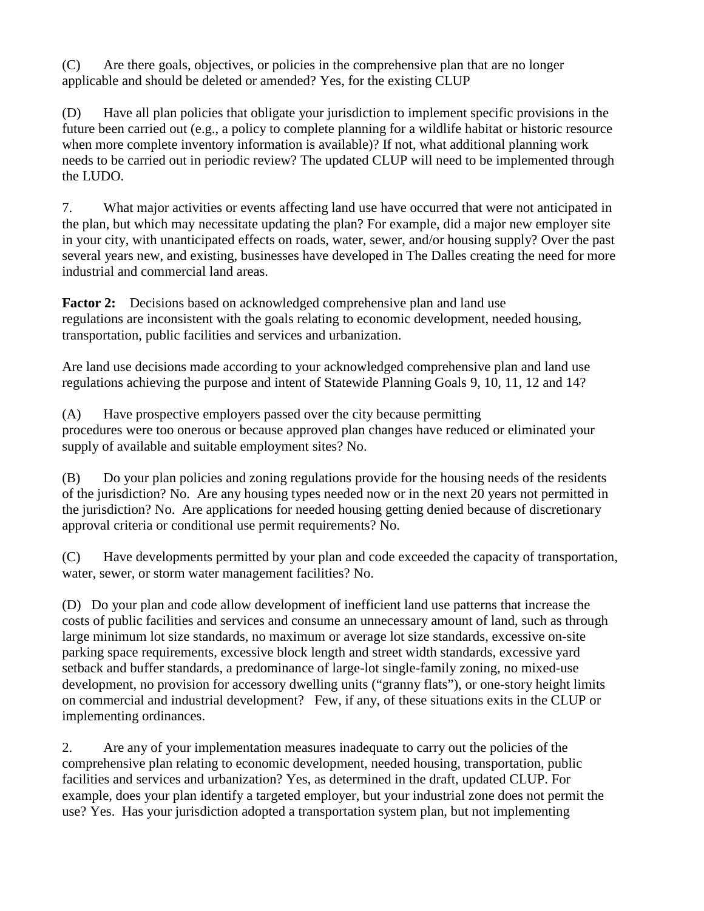(C) Are there goals, objectives, or policies in the comprehensive plan that are no longer applicable and should be deleted or amended? Yes, for the existing CLUP

(D) Have all plan policies that obligate your jurisdiction to implement specific provisions in the future been carried out (e.g., a policy to complete planning for a wildlife habitat or historic resource when more complete inventory information is available)? If not, what additional planning work needs to be carried out in periodic review? The updated CLUP will need to be implemented through the LUDO.

7. What major activities or events affecting land use have occurred that were not anticipated in the plan, but which may necessitate updating the plan? For example, did a major new employer site in your city, with unanticipated effects on roads, water, sewer, and/or housing supply? Over the past several years new, and existing, businesses have developed in The Dalles creating the need for more industrial and commercial land areas.

**Factor 2:** Decisions based on acknowledged comprehensive plan and land use regulations are inconsistent with the goals relating to economic development, needed housing, transportation, public facilities and services and urbanization.

Are land use decisions made according to your acknowledged comprehensive plan and land use regulations achieving the purpose and intent of Statewide Planning Goals 9, 10, 11, 12 and 14?

(A) Have prospective employers passed over the city because permitting procedures were too onerous or because approved plan changes have reduced or eliminated your supply of available and suitable employment sites? No.

(B) Do your plan policies and zoning regulations provide for the housing needs of the residents of the jurisdiction? No. Are any housing types needed now or in the next 20 years not permitted in the jurisdiction? No. Are applications for needed housing getting denied because of discretionary approval criteria or conditional use permit requirements? No.

(C) Have developments permitted by your plan and code exceeded the capacity of transportation, water, sewer, or storm water management facilities? No.

(D) Do your plan and code allow development of inefficient land use patterns that increase the costs of public facilities and services and consume an unnecessary amount of land, such as through large minimum lot size standards, no maximum or average lot size standards, excessive on-site parking space requirements, excessive block length and street width standards, excessive yard setback and buffer standards, a predominance of large-lot single-family zoning, no mixed-use development, no provision for accessory dwelling units ("granny flats"), or one-story height limits on commercial and industrial development? Few, if any, of these situations exits in the CLUP or implementing ordinances.

2. Are any of your implementation measures inadequate to carry out the policies of the comprehensive plan relating to economic development, needed housing, transportation, public facilities and services and urbanization? Yes, as determined in the draft, updated CLUP. For example, does your plan identify a targeted employer, but your industrial zone does not permit the use? Yes. Has your jurisdiction adopted a transportation system plan, but not implementing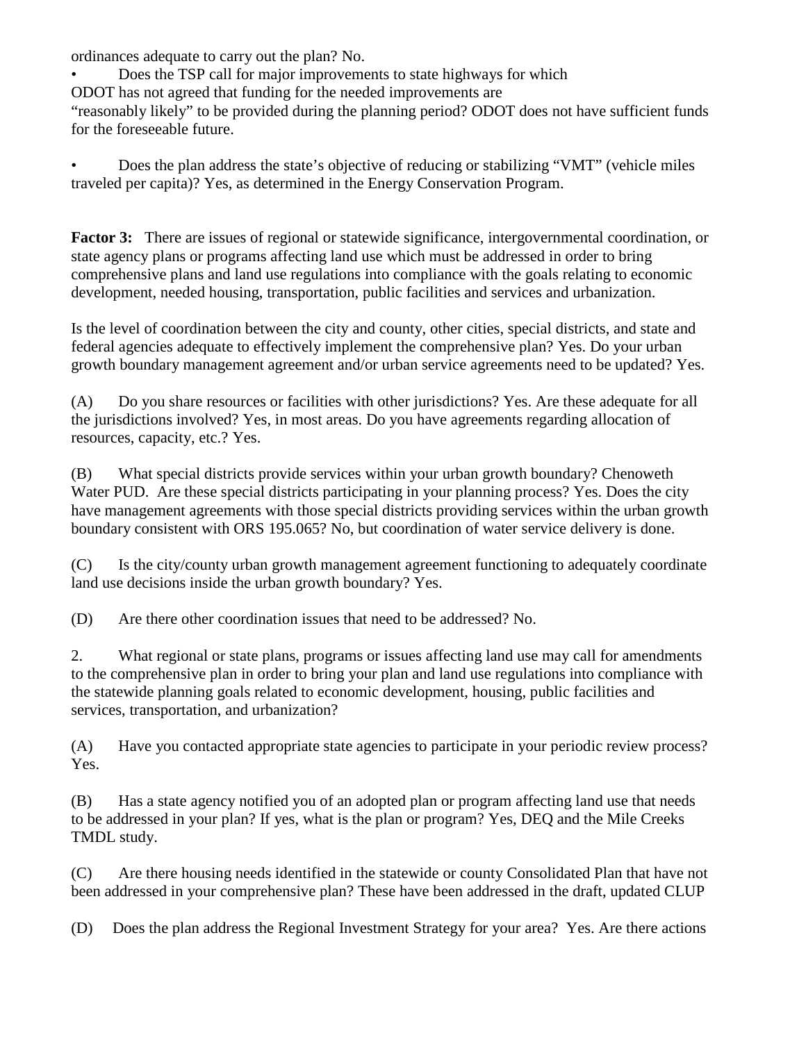ordinances adequate to carry out the plan? No.

- Does the TSP call for major improvements to state highways for which ODOT has not agreed that funding for the needed improvements are "reasonably likely" to be provided during the planning period? ODOT does not have sufficient funds for the foreseeable future.

- Does the plan address the state's objective of reducing or stabilizing "VMT" (vehicle miles traveled per capita)? Yes, as determined in the Energy Conservation Program.

**Factor 3:** There are issues of regional or statewide significance, intergovernmental coordination, or state agency plans or programs affecting land use which must be addressed in order to bring comprehensive plans and land use regulations into compliance with the goals relating to economic development, needed housing, transportation, public facilities and services and urbanization.

Is the level of coordination between the city and county, other cities, special districts, and state and federal agencies adequate to effectively implement the comprehensive plan? Yes. Do your urban growth boundary management agreement and/or urban service agreements need to be updated? Yes.

(A) Do you share resources or facilities with other jurisdictions? Yes. Are these adequate for all the jurisdictions involved? Yes, in most areas. Do you have agreements regarding allocation of resources, capacity, etc.? Yes.

(B) What special districts provide services within your urban growth boundary? Chenoweth Water PUD. Are these special districts participating in your planning process? Yes. Does the city have management agreements with those special districts providing services within the urban growth boundary consistent with ORS 195.065? No, but coordination of water service delivery is done.

(C) Is the city/county urban growth management agreement functioning to adequately coordinate land use decisions inside the urban growth boundary? Yes.

(D) Are there other coordination issues that need to be addressed? No.

2. What regional or state plans, programs or issues affecting land use may call for amendments to the comprehensive plan in order to bring your plan and land use regulations into compliance with the statewide planning goals related to economic development, housing, public facilities and services, transportation, and urbanization?

(A) Have you contacted appropriate state agencies to participate in your periodic review process? Yes.

(B) Has a state agency notified you of an adopted plan or program affecting land use that needs to be addressed in your plan? If yes, what is the plan or program? Yes, DEQ and the Mile Creeks TMDL study.

(C) Are there housing needs identified in the statewide or county Consolidated Plan that have not been addressed in your comprehensive plan? These have been addressed in the draft, updated CLUP

(D) Does the plan address the Regional Investment Strategy for your area? Yes. Are there actions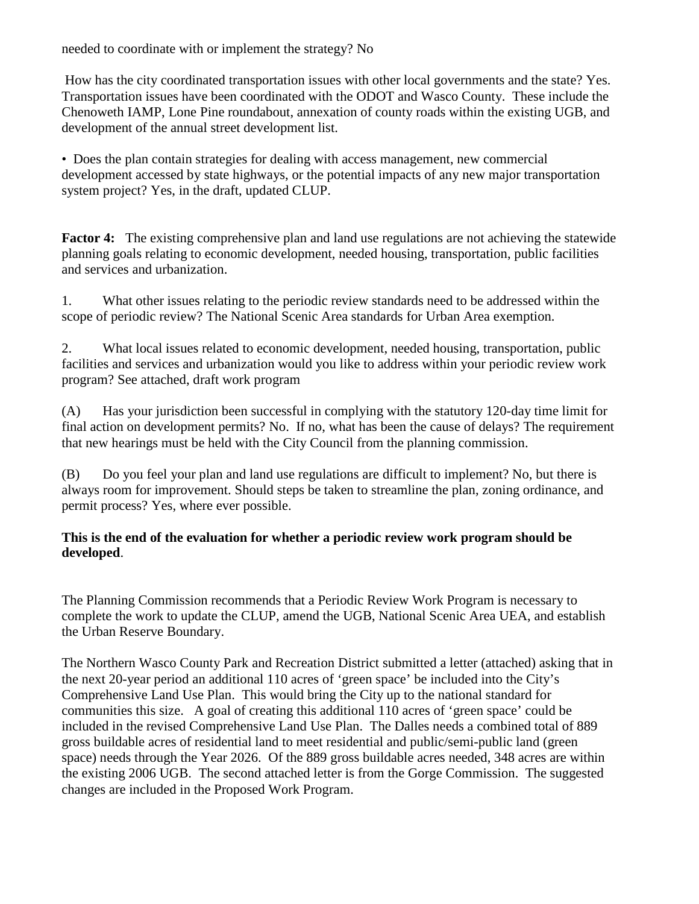needed to coordinate with or implement the strategy? No

How has the city coordinated transportation issues with other local governments and the state? Yes. Transportation issues have been coordinated with the ODOT and Wasco County. These include the Chenoweth IAMP, Lone Pine roundabout, annexation of county roads within the existing UGB, and development of the annual street development list.

- Does the plan contain strategies for dealing with access management, new commercial development accessed by state highways, or the potential impacts of any new major transportation system project? Yes, in the draft, updated CLUP.

**Factor 4:** The existing comprehensive plan and land use regulations are not achieving the statewide planning goals relating to economic development, needed housing, transportation, public facilities and services and urbanization.

1. What other issues relating to the periodic review standards need to be addressed within the scope of periodic review? The National Scenic Area standards for Urban Area exemption.

2. What local issues related to economic development, needed housing, transportation, public facilities and services and urbanization would you like to address within your periodic review work program? See attached, draft work program

(A) Has your jurisdiction been successful in complying with the statutory 120-day time limit for final action on development permits? No. If no, what has been the cause of delays? The requirement that new hearings must be held with the City Council from the planning commission.

(B) Do you feel your plan and land use regulations are difficult to implement? No, but there is always room for improvement. Should steps be taken to streamline the plan, zoning ordinance, and permit process? Yes, where ever possible.

**This is the end of the evaluation for whether a periodic review work program should be developed**.

The Planning Commission recommends that a Periodic Review Work Program is necessary to complete the work to update the CLUP, amend the UGB, National Scenic Area UEA, and establish the Urban Reserve Boundary.

The Northern Wasco County Park and Recreation District submitted a letter (attached) asking that in the next 20-year period an additional 110 acres of 'green space' be included into the City's Comprehensive Land Use Plan. This would bring the City up to the national standard for communities this size. A goal of creating this additional 110 acres of 'green space' could be included in the revised Comprehensive Land Use Plan. The Dalles needs a combined total of 889 gross buildable acres of residential land to meet residential and public/semi-public land (green space) needs through the Year 2026. Of the 889 gross buildable acres needed, 348 acres are within the existing 2006 UGB. The second attached letter is from the Gorge Commission. The suggested changes are included in the Proposed Work Program.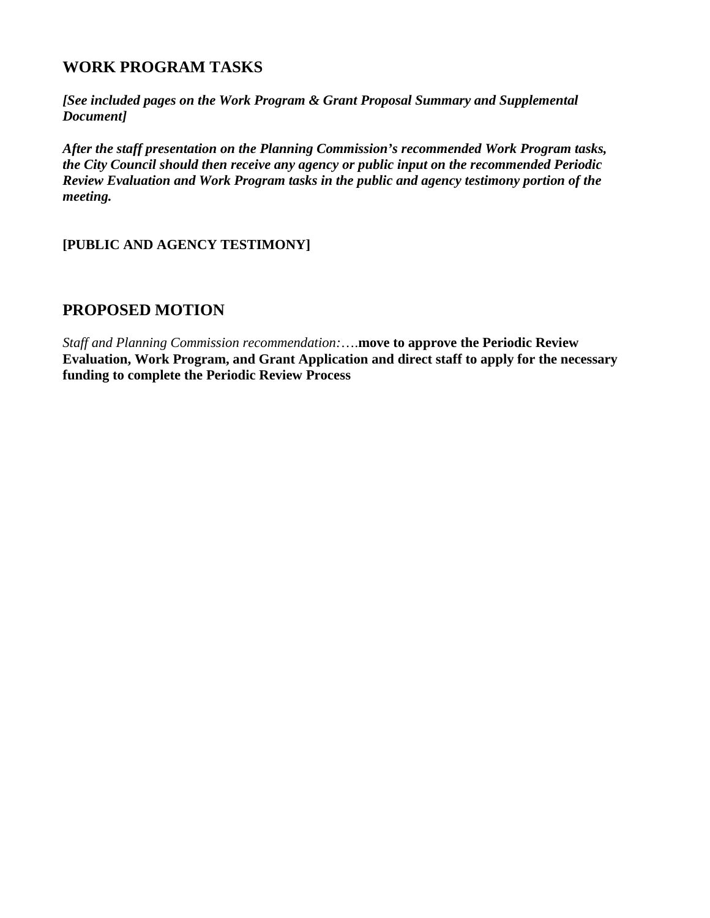## WORK PROGRAM TASKS

***[See included pages on the Work Program & Grant Proposal Summary and Supplemental Document]***

***After the staff presentation on the Planning Commission's recommended Work Program tasks, the City Council should then receive any agency or public input on the recommended Periodic Review Evaluation and Work Program tasks in the public and agency testimony portion of the meeting.***

**[PUBLIC AND AGENCY TESTIMONY]**

## PROPOSED MOTION

*Staff and Planning Commission recommendation:*….**move to approve the Periodic Review Evaluation, Work Program, and Grant Application and direct staff to apply for the necessary funding to complete the Periodic Review Process**